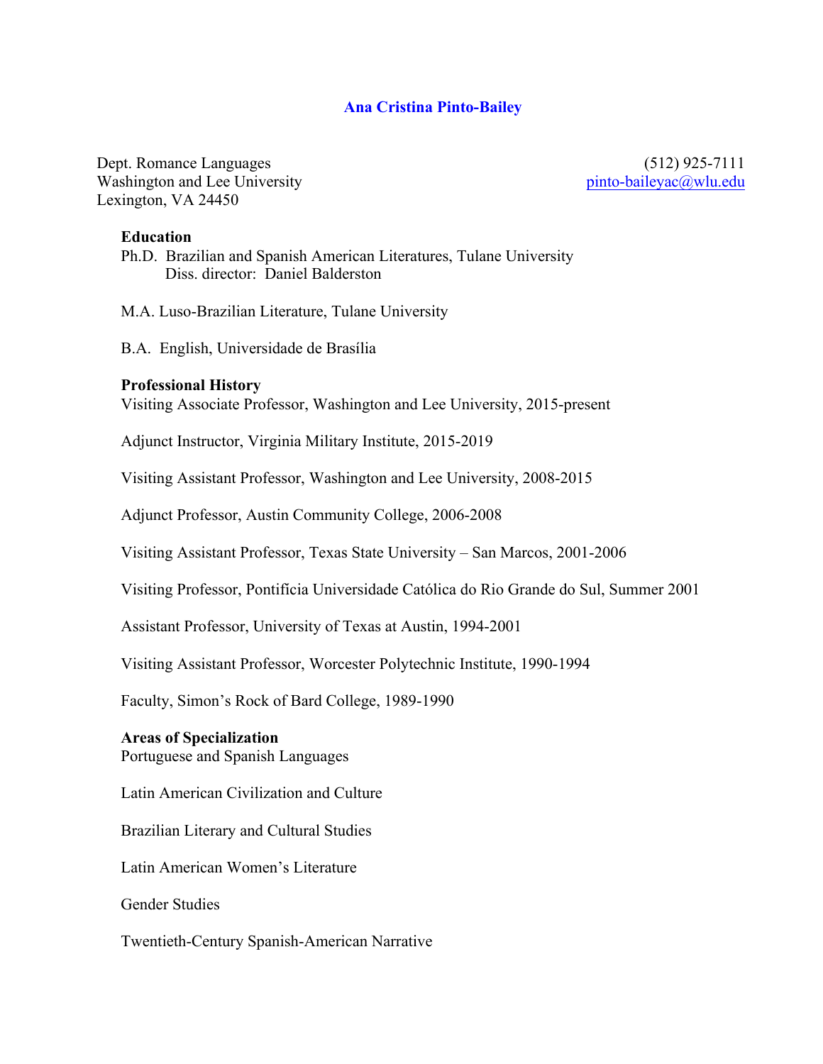# Ana Cristina Pinto-Bailey

Dept. Romance Languages
Washington and Lee University
Lexington, VA 24450

(512) 925-7111
pinto-baileyac@wlu.edu

## Education

Ph.D. Brazilian and Spanish American Literatures, Tulane University
Diss. director: Daniel Balderston

M.A. Luso-Brazilian Literature, Tulane University

B.A. English, Universidade de Brasília

## Professional History

Visiting Associate Professor, Washington and Lee University, 2015-present

Adjunct Instructor, Virginia Military Institute, 2015-2019

Visiting Assistant Professor, Washington and Lee University, 2008-2015

Adjunct Professor, Austin Community College, 2006-2008

Visiting Assistant Professor, Texas State University – San Marcos, 2001-2006

Visiting Professor, Pontifícia Universidade Católica do Rio Grande do Sul, Summer 2001

Assistant Professor, University of Texas at Austin, 1994-2001

Visiting Assistant Professor, Worcester Polytechnic Institute, 1990-1994

Faculty, Simon's Rock of Bard College, 1989-1990

## Areas of Specialization

Portuguese and Spanish Languages

Latin American Civilization and Culture

Brazilian Literary and Cultural Studies

Latin American Women's Literature

Gender Studies

Twentieth-Century Spanish-American Narrative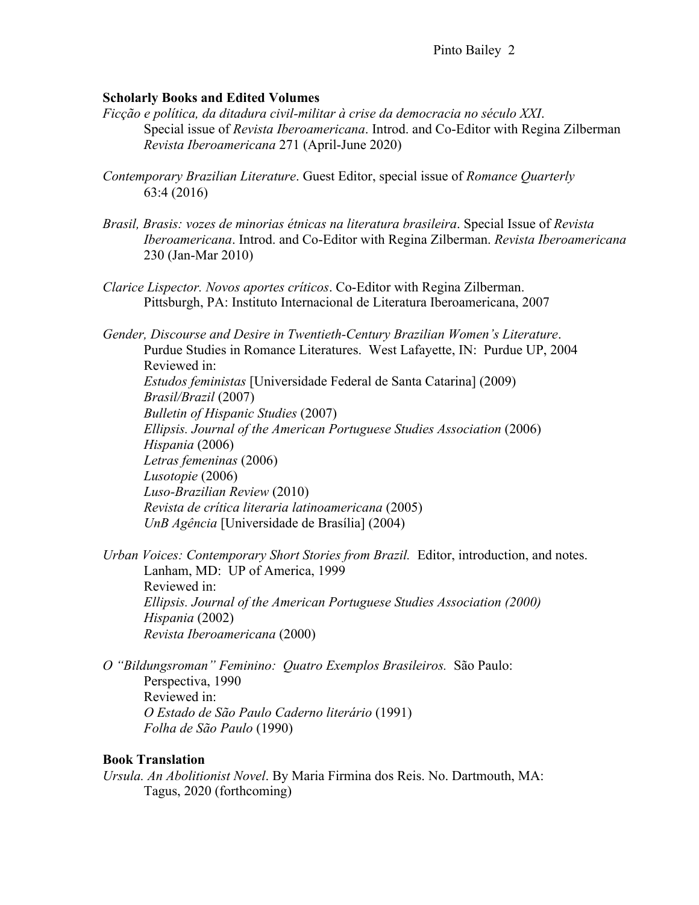**Scholarly Books and Edited Volumes**

*Ficção e política, da ditadura civil-militar à crise da democracia no século XXI*. Special issue of *Revista Iberoamericana*. Introd. and Co-Editor with Regina Zilberman *Revista Iberoamericana* 271 (April-June 2020)

*Contemporary Brazilian Literature*. Guest Editor, special issue of *Romance Quarterly* 63:4 (2016)

*Brasil, Brasis: vozes de minorias étnicas na literatura brasileira*. Special Issue of *Revista Iberoamericana*. Introd. and Co-Editor with Regina Zilberman. *Revista Iberoamericana* 230 (Jan-Mar 2010)

*Clarice Lispector. Novos aportes críticos*. Co-Editor with Regina Zilberman. Pittsburgh, PA: Instituto Internacional de Literatura Iberoamericana, 2007

*Gender, Discourse and Desire in Twentieth-Century Brazilian Women's Literature*. Purdue Studies in Romance Literatures. West Lafayette, IN: Purdue UP, 2004
Reviewed in:
*Estudos feministas* [Universidade Federal de Santa Catarina] (2009)
*Brasil/Brazil* (2007)
*Bulletin of Hispanic Studies* (2007)
*Ellipsis. Journal of the American Portuguese Studies Association* (2006)
*Hispania* (2006)
*Letras femeninas* (2006)
*Lusotopie* (2006)
*Luso-Brazilian Review* (2010)
*Revista de crítica literaria latinoamericana* (2005)
*UnB Agência* [Universidade de Brasília] (2004)

*Urban Voices: Contemporary Short Stories from Brazil.* Editor, introduction, and notes. Lanham, MD: UP of America, 1999
Reviewed in:
*Ellipsis. Journal of the American Portuguese Studies Association (2000)*
*Hispania* (2002)
*Revista Iberoamericana* (2000)

*O "Bildungsroman" Feminino: Quatro Exemplos Brasileiros.* São Paulo: Perspectiva, 1990
Reviewed in:
*O Estado de São Paulo Caderno literário* (1991)
*Folha de São Paulo* (1990)

**Book Translation**

*Ursula. An Abolitionist Novel*. By Maria Firmina dos Reis. No. Dartmouth, MA: Tagus, 2020 (forthcoming)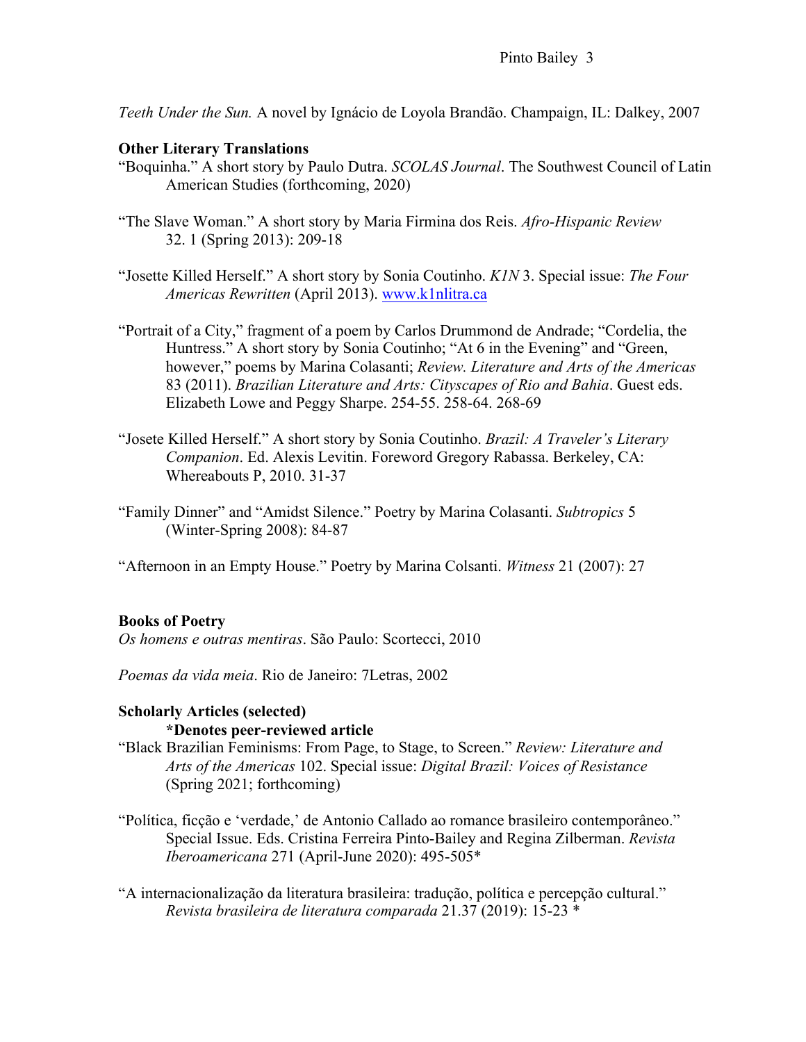*Teeth Under the Sun.* A novel by Ignácio de Loyola Brandão. Champaign, IL: Dalkey, 2007

**Other Literary Translations**

"Boquinha." A short story by Paulo Dutra. *SCOLAS Journal*. The Southwest Council of Latin American Studies (forthcoming, 2020)

"The Slave Woman." A short story by Maria Firmina dos Reis. *Afro-Hispanic Review* 32. 1 (Spring 2013): 209-18

"Josette Killed Herself." A short story by Sonia Coutinho. *K1N* 3. Special issue: *The Four Americas Rewritten* (April 2013). www.k1nlitra.ca

"Portrait of a City," fragment of a poem by Carlos Drummond de Andrade; "Cordelia, the Huntress." A short story by Sonia Coutinho; "At 6 in the Evening" and "Green, however," poems by Marina Colasanti; *Review. Literature and Arts of the Americas* 83 (2011). *Brazilian Literature and Arts: Cityscapes of Rio and Bahia*. Guest eds. Elizabeth Lowe and Peggy Sharpe. 254-55. 258-64. 268-69

"Josete Killed Herself." A short story by Sonia Coutinho. *Brazil: A Traveler's Literary Companion*. Ed. Alexis Levitin. Foreword Gregory Rabassa. Berkeley, CA: Whereabouts P, 2010. 31-37

"Family Dinner" and "Amidst Silence." Poetry by Marina Colasanti. *Subtropics* 5 (Winter-Spring 2008): 84-87

"Afternoon in an Empty House." Poetry by Marina Colsanti. *Witness* 21 (2007): 27

**Books of Poetry**

*Os homens e outras mentiras*. São Paulo: Scortecci, 2010

*Poemas da vida meia*. Rio de Janeiro: 7Letras, 2002

**Scholarly Articles (selected)**

**\*Denotes peer-reviewed article**

"Black Brazilian Feminisms: From Page, to Stage, to Screen." *Review: Literature and Arts of the Americas* 102. Special issue: *Digital Brazil: Voices of Resistance* (Spring 2021; forthcoming)

"Política, ficção e 'verdade,' de Antonio Callado ao romance brasileiro contemporâneo." Special Issue. Eds. Cristina Ferreira Pinto-Bailey and Regina Zilberman. *Revista Iberoamericana* 271 (April-June 2020): 495-505*

"A internacionalização da literatura brasileira: tradução, política e percepção cultural." *Revista brasileira de literatura comparada* 21.37 (2019): 15-23 *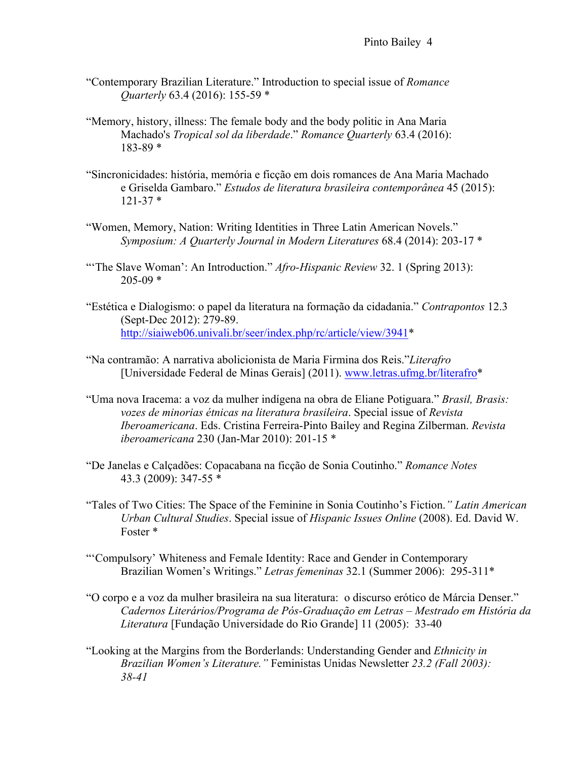"Contemporary Brazilian Literature." Introduction to special issue of *Romance Quarterly* 63.4 (2016): 155-59 *

"Memory, history, illness: The female body and the body politic in Ana Maria Machado's *Tropical sol da liberdade*." *Romance Quarterly* 63.4 (2016): 183-89 *

"Sincronicidades: história, memória e ficção em dois romances de Ana Maria Machado e Griselda Gambaro." *Estudos de literatura brasileira contemporânea* 45 (2015): 121-37 *

"Women, Memory, Nation: Writing Identities in Three Latin American Novels." *Symposium: A Quarterly Journal in Modern Literatures* 68.4 (2014): 203-17 *

"'The Slave Woman': An Introduction." *Afro-Hispanic Review* 32. 1 (Spring 2013): 205-09 *

"Estética e Dialogismo: o papel da literatura na formação da cidadania." *Contrapontos* 12.3 (Sept-Dec 2012): 279-89. http://siaiweb06.univali.br/seer/index.php/rc/article/view/3941*

"Na contramão: A narrativa abolicionista de Maria Firmina dos Reis."*Literafro* [Universidade Federal de Minas Gerais] (2011). www.letras.ufmg.br/literafro*

"Uma nova Iracema: a voz da mulher indígena na obra de Eliane Potiguara." *Brasil, Brasis: vozes de minorias étnicas na literatura brasileira*. Special issue of *Revista Iberoamericana*. Eds. Cristina Ferreira-Pinto Bailey and Regina Zilberman. *Revista iberoamericana* 230 (Jan-Mar 2010): 201-15 *

"De Janelas e Calçadões: Copacabana na ficção de Sonia Coutinho." *Romance Notes* 43.3 (2009): 347-55 *

"Tales of Two Cities: The Space of the Feminine in Sonia Coutinho's Fiction*." Latin American Urban Cultural Studies*. Special issue of *Hispanic Issues Online* (2008). Ed. David W. Foster *

"'Compulsory' Whiteness and Female Identity: Race and Gender in Contemporary Brazilian Women's Writings." *Letras femeninas* 32.1 (Summer 2006): 295-311*

"O corpo e a voz da mulher brasileira na sua literatura: o discurso erótico de Márcia Denser." *Cadernos Literários/Programa de Pós-Graduação em Letras – Mestrado em História da Literatura* [Fundação Universidade do Rio Grande] 11 (2005): 33-40

"Looking at the Margins from the Borderlands: Understanding Gender and *Ethnicity in Brazilian Women's Literature."* Feministas Unidas Newsletter *23.2 (Fall 2003): 38-41*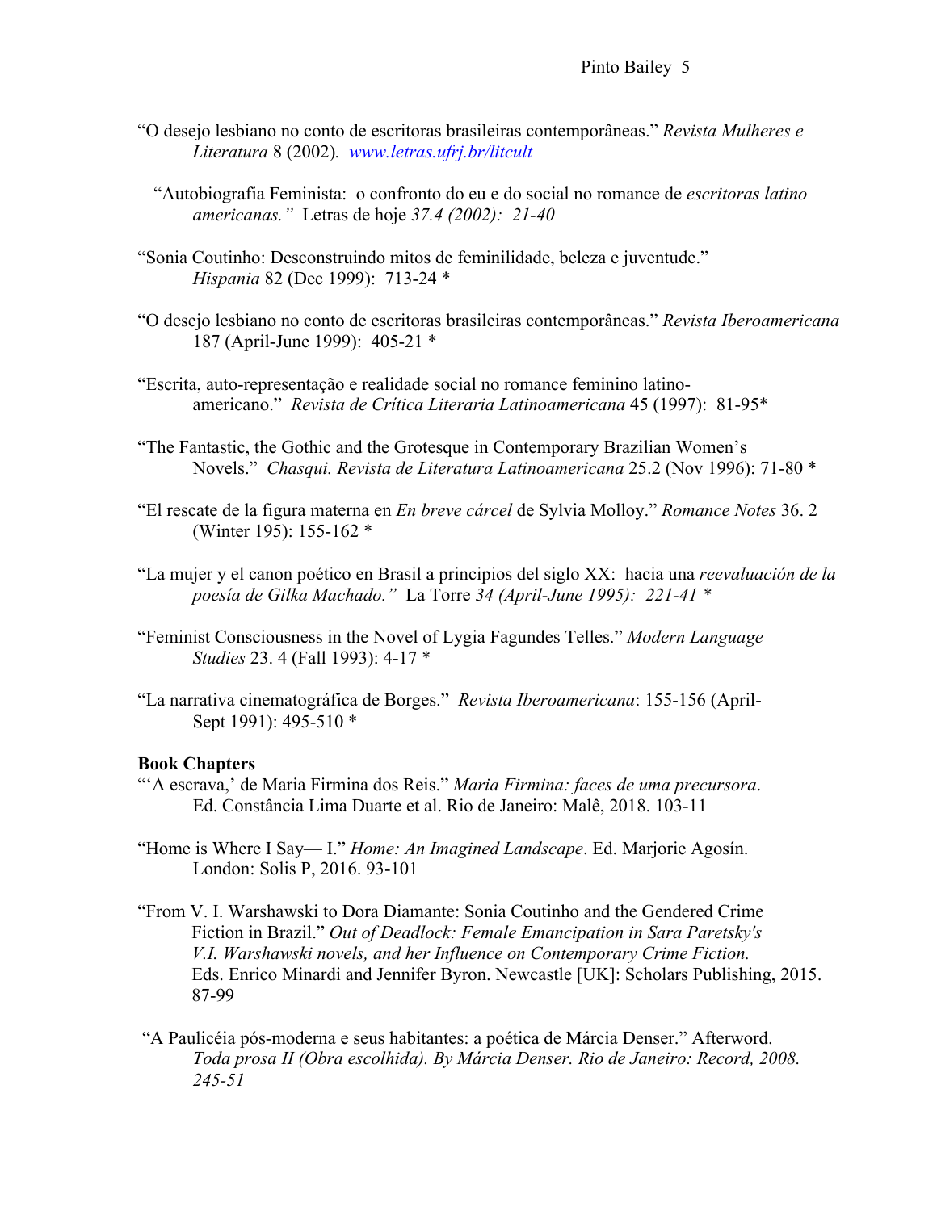"O desejo lesbiano no conto de escritoras brasileiras contemporâneas." *Revista Mulheres e Literatura* 8 (2002). [www.letras.ufrj.br/litcult](http://www.letras.ufrj.br/litcult)

"Autobiografia Feminista: o confronto do eu e do social no romance de *escritoras latino americanas."* Letras de hoje *37.4 (2002): 21-40*

"Sonia Coutinho: Desconstruindo mitos de feminilidade, beleza e juventude." *Hispania* 82 (Dec 1999): 713-24 *

"O desejo lesbiano no conto de escritoras brasileiras contemporâneas." *Revista Iberoamericana* 187 (April-June 1999): 405-21 *

"Escrita, auto-representação e realidade social no romance feminino latino-americano." *Revista de Crítica Literaria Latinoamericana* 45 (1997): 81-95*

"The Fantastic, the Gothic and the Grotesque in Contemporary Brazilian Women's Novels." *Chasqui. Revista de Literatura Latinoamericana* 25.2 (Nov 1996): 71-80 *

"El rescate de la figura materna en *En breve cárcel* de Sylvia Molloy." *Romance Notes* 36. 2 (Winter 195): 155-162 *

"La mujer y el canon poético en Brasil a principios del siglo XX: hacia una *reevaluación de la poesía de Gilka Machado."* La Torre *34 (April-June 1995): 221-41 **

"Feminist Consciousness in the Novel of Lygia Fagundes Telles." *Modern Language Studies* 23. 4 (Fall 1993): 4-17 *

"La narrativa cinematográfica de Borges." *Revista Iberoamericana*: 155-156 (April-Sept 1991): 495-510 *

**Book Chapters**

"'A escrava,' de Maria Firmina dos Reis." *Maria Firmina: faces de uma precursora*. Ed. Constância Lima Duarte et al. Rio de Janeiro: Malê, 2018. 103-11

"Home is Where I Say— I." *Home: An Imagined Landscape*. Ed. Marjorie Agosín. London: Solis P, 2016. 93-101

"From V. I. Warshawski to Dora Diamante: Sonia Coutinho and the Gendered Crime Fiction in Brazil." *Out of Deadlock: Female Emancipation in Sara Paretsky's V.I. Warshawski novels, and her Influence on Contemporary Crime Fiction.* Eds. Enrico Minardi and Jennifer Byron. Newcastle [UK]: Scholars Publishing, 2015. 87-99

"A Paulicéia pós-moderna e seus habitantes: a poética de Márcia Denser." Afterword. *Toda prosa II (Obra escolhida). By Márcia Denser. Rio de Janeiro: Record, 2008. 245-51*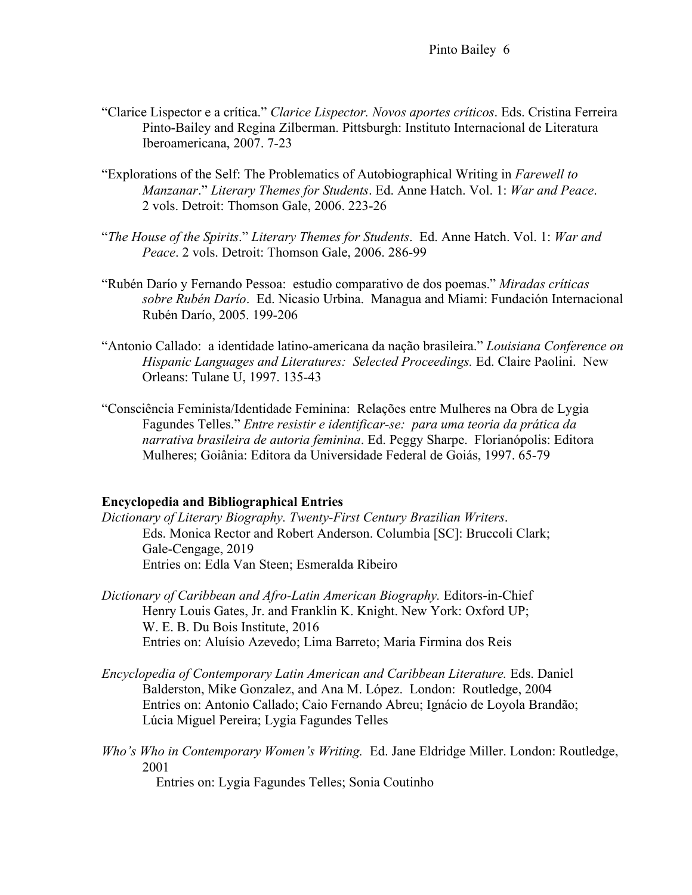"Clarice Lispector e a crítica." *Clarice Lispector. Novos aportes críticos*. Eds. Cristina Ferreira Pinto-Bailey and Regina Zilberman. Pittsburgh: Instituto Internacional de Literatura Iberoamericana, 2007. 7-23

"Explorations of the Self: The Problematics of Autobiographical Writing in *Farewell to Manzanar*." *Literary Themes for Students*. Ed. Anne Hatch. Vol. 1: *War and Peace*. 2 vols. Detroit: Thomson Gale, 2006. 223-26

"*The House of the Spirits*." *Literary Themes for Students*. Ed. Anne Hatch. Vol. 1: *War and Peace*. 2 vols. Detroit: Thomson Gale, 2006. 286-99

"Rubén Darío y Fernando Pessoa: estudio comparativo de dos poemas." *Miradas críticas sobre Rubén Darío*. Ed. Nicasio Urbina. Managua and Miami: Fundación Internacional Rubén Darío, 2005. 199-206

"Antonio Callado: a identidade latino-americana da nação brasileira." *Louisiana Conference on Hispanic Languages and Literatures: Selected Proceedings.* Ed. Claire Paolini. New Orleans: Tulane U, 1997. 135-43

"Consciência Feminista/Identidade Feminina: Relações entre Mulheres na Obra de Lygia Fagundes Telles." *Entre resistir e identificar-se: para uma teoria da prática da narrativa brasileira de autoria feminina*. Ed. Peggy Sharpe. Florianópolis: Editora Mulheres; Goiânia: Editora da Universidade Federal de Goiás, 1997. 65-79

**Encyclopedia and Bibliographical Entries**

*Dictionary of Literary Biography. Twenty-First Century Brazilian Writers*. Eds. Monica Rector and Robert Anderson. Columbia [SC]: Bruccoli Clark; Gale-Cengage, 2019
Entries on: Edla Van Steen; Esmeralda Ribeiro

*Dictionary of Caribbean and Afro-Latin American Biography.* Editors-in-Chief Henry Louis Gates, Jr. and Franklin K. Knight. New York: Oxford UP; W. E. B. Du Bois Institute, 2016
Entries on: Aluísio Azevedo; Lima Barreto; Maria Firmina dos Reis

*Encyclopedia of Contemporary Latin American and Caribbean Literature.* Eds. Daniel Balderston, Mike Gonzalez, and Ana M. López. London: Routledge, 2004
Entries on: Antonio Callado; Caio Fernando Abreu; Ignácio de Loyola Brandão; Lúcia Miguel Pereira; Lygia Fagundes Telles

*Who's Who in Contemporary Women's Writing.* Ed. Jane Eldridge Miller. London: Routledge, 2001
Entries on: Lygia Fagundes Telles; Sonia Coutinho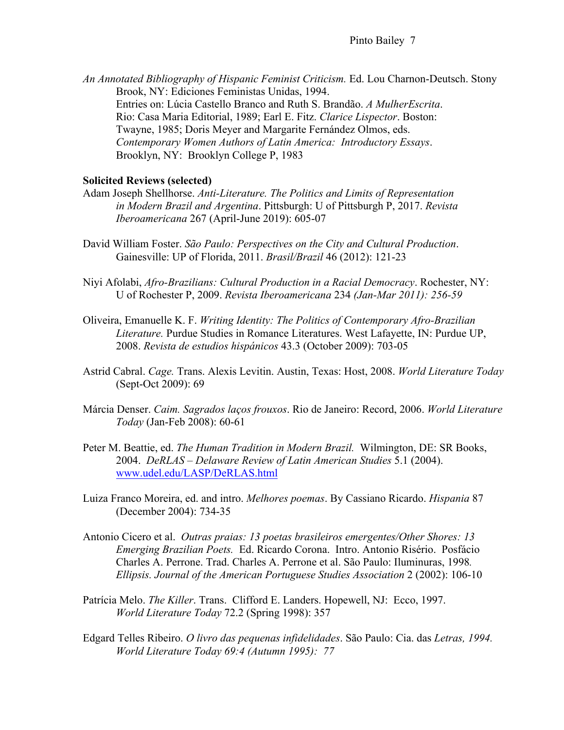*An Annotated Bibliography of Hispanic Feminist Criticism.* Ed. Lou Charnon-Deutsch. Stony Brook, NY: Ediciones Feministas Unidas, 1994.
Entries on: Lúcia Castello Branco and Ruth S. Brandão. *A MulherEscrita*. Rio: Casa Maria Editorial, 1989; Earl E. Fitz. *Clarice Lispector*. Boston: Twayne, 1985; Doris Meyer and Margarite Fernández Olmos, eds. *Contemporary Women Authors of Latin America: Introductory Essays*. Brooklyn, NY: Brooklyn College P, 1983

**Solicited Reviews (selected)**

Adam Joseph Shellhorse. *Anti-Literature. The Politics and Limits of Representation in Modern Brazil and Argentina*. Pittsburgh: U of Pittsburgh P, 2017. *Revista Iberoamericana* 267 (April-June 2019): 605-07

David William Foster. *São Paulo: Perspectives on the City and Cultural Production*. Gainesville: UP of Florida, 2011. *Brasil/Brazil* 46 (2012): 121-23

Niyi Afolabi, *Afro-Brazilians: Cultural Production in a Racial Democracy*. Rochester, NY: U of Rochester P, 2009. *Revista Iberoamericana* 234 *(Jan-Mar 2011): 256-59*

Oliveira, Emanuelle K. F. *Writing Identity: The Politics of Contemporary Afro-Brazilian Literature.* Purdue Studies in Romance Literatures. West Lafayette, IN: Purdue UP, 2008. *Revista de estudios hispánicos* 43.3 (October 2009): 703-05

Astrid Cabral. *Cage.* Trans. Alexis Levitin. Austin, Texas: Host, 2008. *World Literature Today* (Sept-Oct 2009): 69

Márcia Denser. *Caim. Sagrados laços frouxos*. Rio de Janeiro: Record, 2006. *World Literature Today* (Jan-Feb 2008): 60-61

Peter M. Beattie, ed. *The Human Tradition in Modern Brazil.* Wilmington, DE: SR Books, 2004. *DeRLAS – Delaware Review of Latin American Studies* 5.1 (2004). www.udel.edu/LASP/DeRLAS.html

Luiza Franco Moreira, ed. and intro. *Melhores poemas*. By Cassiano Ricardo. *Hispania* 87 (December 2004): 734-35

Antonio Cicero et al. *Outras praias: 13 poetas brasileiros emergentes/Other Shores: 13 Emerging Brazilian Poets.* Ed. Ricardo Corona. Intro. Antonio Risério. Posfácio Charles A. Perrone. Trad. Charles A. Perrone et al. São Paulo: Iluminuras, 1998*. Ellipsis. Journal of the American Portuguese Studies Association* 2 (2002): 106-10

Patrícia Melo. *The Killer*. Trans. Clifford E. Landers. Hopewell, NJ: Ecco, 1997. *World Literature Today* 72.2 (Spring 1998): 357

Edgard Telles Ribeiro. *O livro das pequenas infidelidades*. São Paulo: Cia. das *Letras, 1994. World Literature Today 69:4 (Autumn 1995): 77*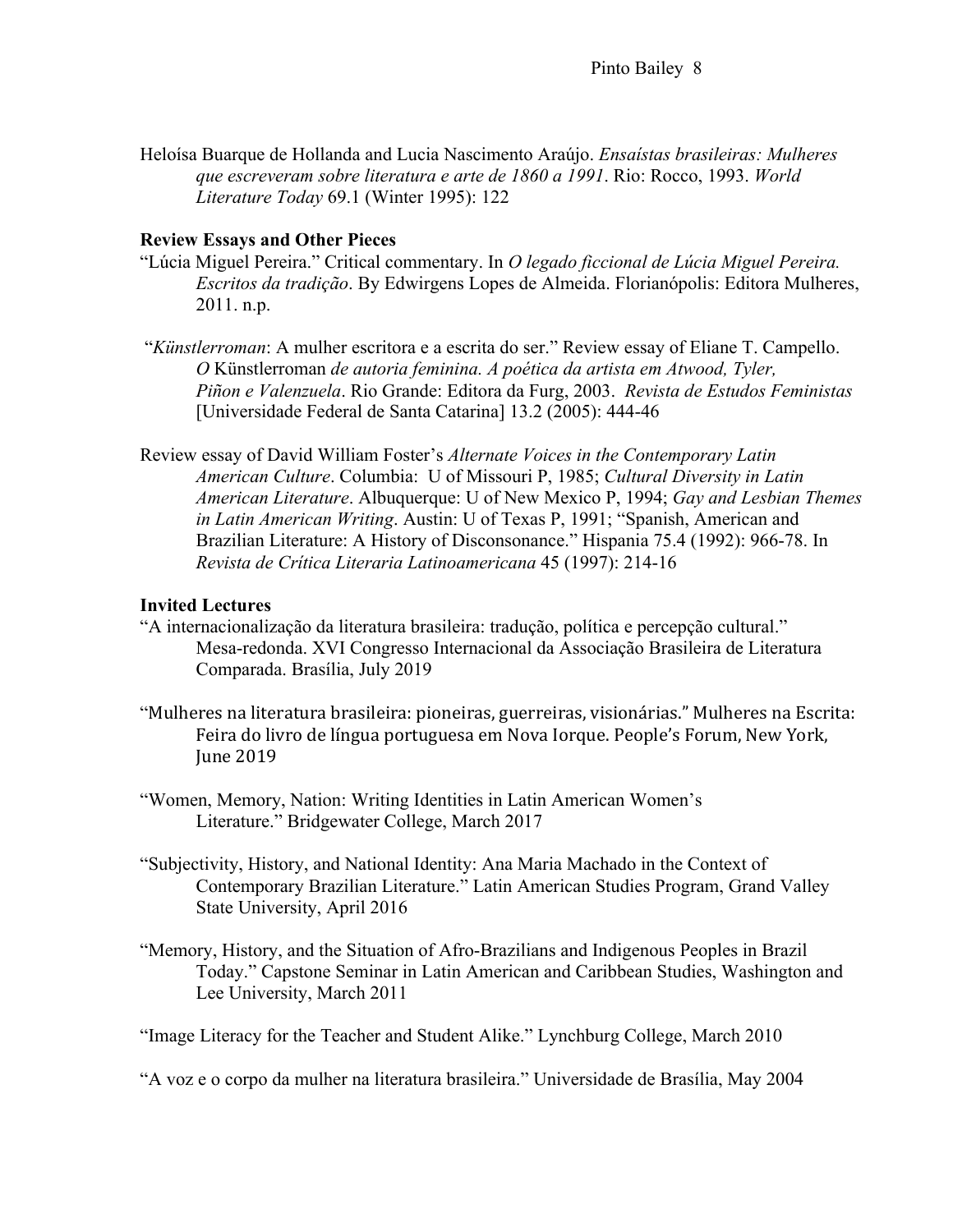Heloísa Buarque de Hollanda and Lucia Nascimento Araújo. *Ensaístas brasileiras: Mulheres que escreveram sobre literatura e arte de 1860 a 1991*. Rio: Rocco, 1993. *World Literature Today* 69.1 (Winter 1995): 122

**Review Essays and Other Pieces**

"Lúcia Miguel Pereira." Critical commentary. In *O legado ficcional de Lúcia Miguel Pereira. Escritos da tradição*. By Edwirgens Lopes de Almeida. Florianópolis: Editora Mulheres, 2011. n.p.

"*Künstlerroman*: A mulher escritora e a escrita do ser." Review essay of Eliane T. Campello. *O* Künstlerroman *de autoria feminina. A poética da artista em Atwood, Tyler, Piñon e Valenzuela*. Rio Grande: Editora da Furg, 2003. *Revista de Estudos Feministas* [Universidade Federal de Santa Catarina] 13.2 (2005): 444-46

Review essay of David William Foster's *Alternate Voices in the Contemporary Latin American Culture*. Columbia: U of Missouri P, 1985; *Cultural Diversity in Latin American Literature*. Albuquerque: U of New Mexico P, 1994; *Gay and Lesbian Themes in Latin American Writing*. Austin: U of Texas P, 1991; "Spanish, American and Brazilian Literature: A History of Disconsonance." Hispania 75.4 (1992): 966-78. In *Revista de Crítica Literaria Latinoamericana* 45 (1997): 214-16

**Invited Lectures**

"A internacionalização da literatura brasileira: tradução, política e percepção cultural." Mesa-redonda. XVI Congresso Internacional da Associação Brasileira de Literatura Comparada. Brasília, July 2019

"Mulheres na literatura brasileira: pioneiras, guerreiras, visionárias." Mulheres na Escrita: Feira do livro de língua portuguesa em Nova Iorque. People's Forum, New York, June 2019

"Women, Memory, Nation: Writing Identities in Latin American Women's Literature." Bridgewater College, March 2017

"Subjectivity, History, and National Identity: Ana Maria Machado in the Context of Contemporary Brazilian Literature." Latin American Studies Program, Grand Valley State University, April 2016

"Memory, History, and the Situation of Afro-Brazilians and Indigenous Peoples in Brazil Today." Capstone Seminar in Latin American and Caribbean Studies, Washington and Lee University, March 2011

"Image Literacy for the Teacher and Student Alike." Lynchburg College, March 2010

"A voz e o corpo da mulher na literatura brasileira." Universidade de Brasília, May 2004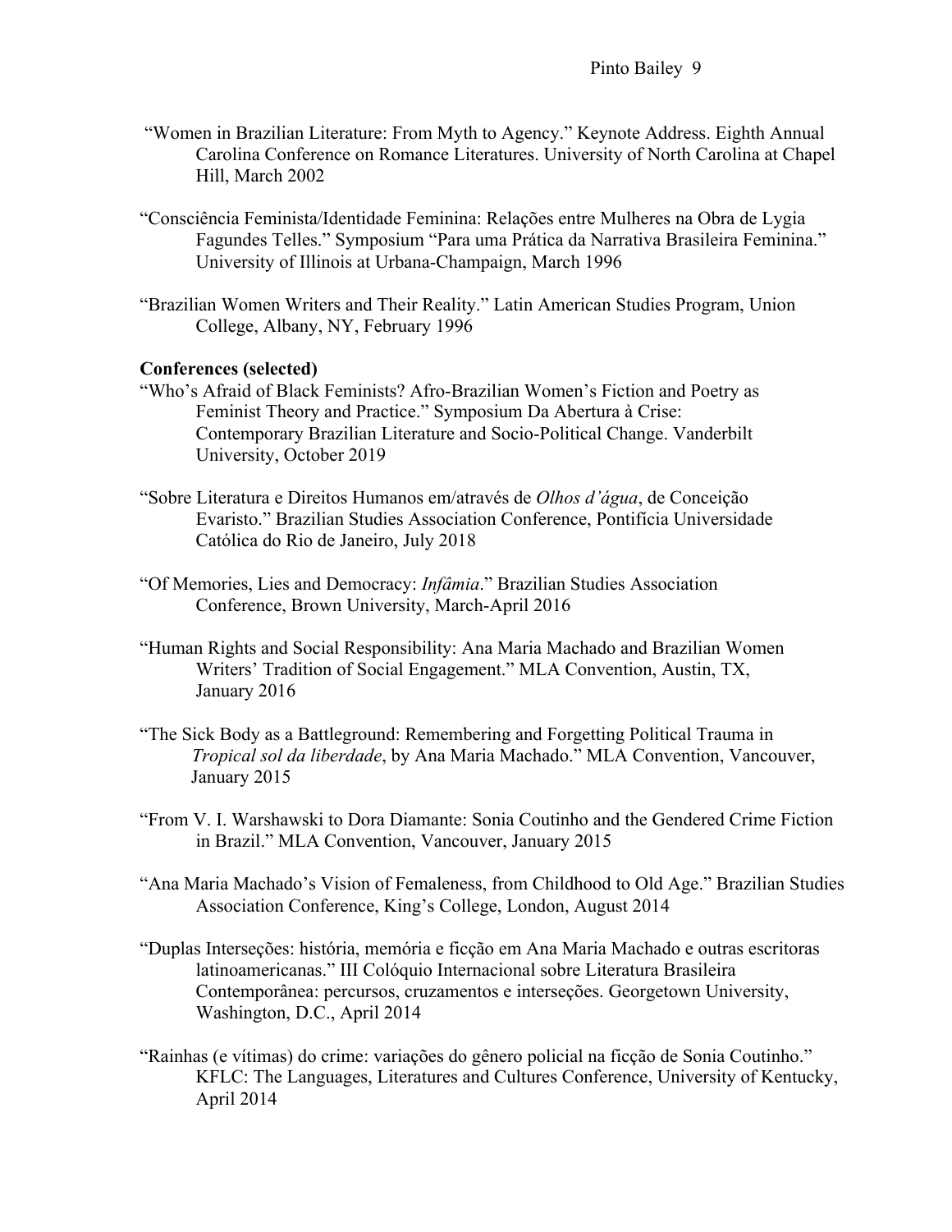"Women in Brazilian Literature: From Myth to Agency." Keynote Address. Eighth Annual Carolina Conference on Romance Literatures. University of North Carolina at Chapel Hill, March 2002

"Consciência Feminista/Identidade Feminina: Relações entre Mulheres na Obra de Lygia Fagundes Telles." Symposium "Para uma Prática da Narrativa Brasileira Feminina." University of Illinois at Urbana-Champaign, March 1996

"Brazilian Women Writers and Their Reality." Latin American Studies Program, Union College, Albany, NY, February 1996

**Conferences (selected)**

"Who's Afraid of Black Feminists? Afro-Brazilian Women's Fiction and Poetry as Feminist Theory and Practice." Symposium Da Abertura à Crise: Contemporary Brazilian Literature and Socio-Political Change. Vanderbilt University, October 2019

"Sobre Literatura e Direitos Humanos em/através de *Olhos d'água*, de Conceição Evaristo." Brazilian Studies Association Conference, Pontifícia Universidade Católica do Rio de Janeiro, July 2018

"Of Memories, Lies and Democracy: *Infâmia*." Brazilian Studies Association Conference, Brown University, March-April 2016

"Human Rights and Social Responsibility: Ana Maria Machado and Brazilian Women Writers' Tradition of Social Engagement." MLA Convention, Austin, TX, January 2016

"The Sick Body as a Battleground: Remembering and Forgetting Political Trauma in *Tropical sol da liberdade*, by Ana Maria Machado." MLA Convention, Vancouver, January 2015

"From V. I. Warshawski to Dora Diamante: Sonia Coutinho and the Gendered Crime Fiction in Brazil." MLA Convention, Vancouver, January 2015

"Ana Maria Machado's Vision of Femaleness, from Childhood to Old Age." Brazilian Studies Association Conference, King's College, London, August 2014

"Duplas Interseções: história, memória e ficção em Ana Maria Machado e outras escritoras latinoamericanas." III Colóquio Internacional sobre Literatura Brasileira Contemporânea: percursos, cruzamentos e interseções. Georgetown University, Washington, D.C., April 2014

"Rainhas (e vítimas) do crime: variações do gênero policial na ficção de Sonia Coutinho." KFLC: The Languages, Literatures and Cultures Conference, University of Kentucky, April 2014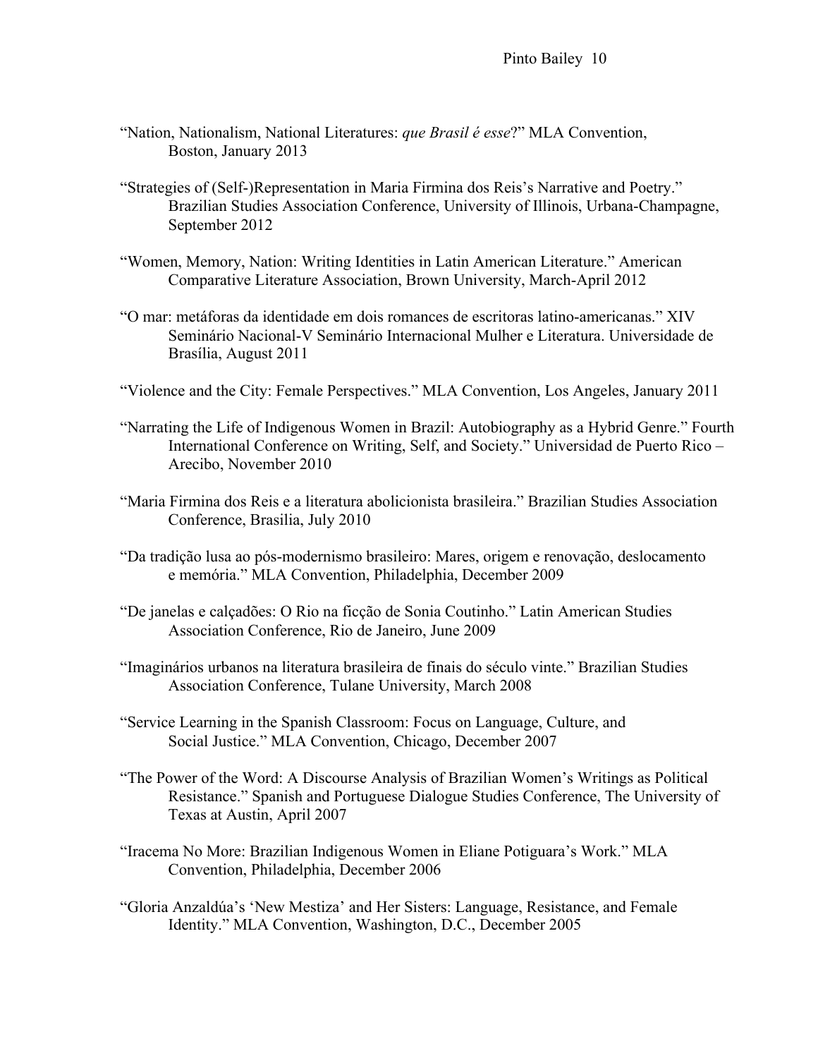"Nation, Nationalism, National Literatures: *que Brasil é esse*?" MLA Convention, Boston, January 2013

"Strategies of (Self-)Representation in Maria Firmina dos Reis's Narrative and Poetry." Brazilian Studies Association Conference, University of Illinois, Urbana-Champagne, September 2012

"Women, Memory, Nation: Writing Identities in Latin American Literature." American Comparative Literature Association, Brown University, March-April 2012

"O mar: metáforas da identidade em dois romances de escritoras latino-americanas." XIV Seminário Nacional-V Seminário Internacional Mulher e Literatura. Universidade de Brasília, August 2011

"Violence and the City: Female Perspectives." MLA Convention, Los Angeles, January 2011

"Narrating the Life of Indigenous Women in Brazil: Autobiography as a Hybrid Genre." Fourth International Conference on Writing, Self, and Society." Universidad de Puerto Rico – Arecibo, November 2010

"Maria Firmina dos Reis e a literatura abolicionista brasileira." Brazilian Studies Association Conference, Brasilia, July 2010

"Da tradição lusa ao pós-modernismo brasileiro: Mares, origem e renovação, deslocamento e memória." MLA Convention, Philadelphia, December 2009

"De janelas e calçadões: O Rio na ficção de Sonia Coutinho." Latin American Studies Association Conference, Rio de Janeiro, June 2009

"Imaginários urbanos na literatura brasileira de finais do século vinte." Brazilian Studies Association Conference, Tulane University, March 2008

"Service Learning in the Spanish Classroom: Focus on Language, Culture, and Social Justice." MLA Convention, Chicago, December 2007

"The Power of the Word: A Discourse Analysis of Brazilian Women's Writings as Political Resistance." Spanish and Portuguese Dialogue Studies Conference, The University of Texas at Austin, April 2007

"Iracema No More: Brazilian Indigenous Women in Eliane Potiguara's Work." MLA Convention, Philadelphia, December 2006

"Gloria Anzaldúa's 'New Mestiza' and Her Sisters: Language, Resistance, and Female Identity." MLA Convention, Washington, D.C., December 2005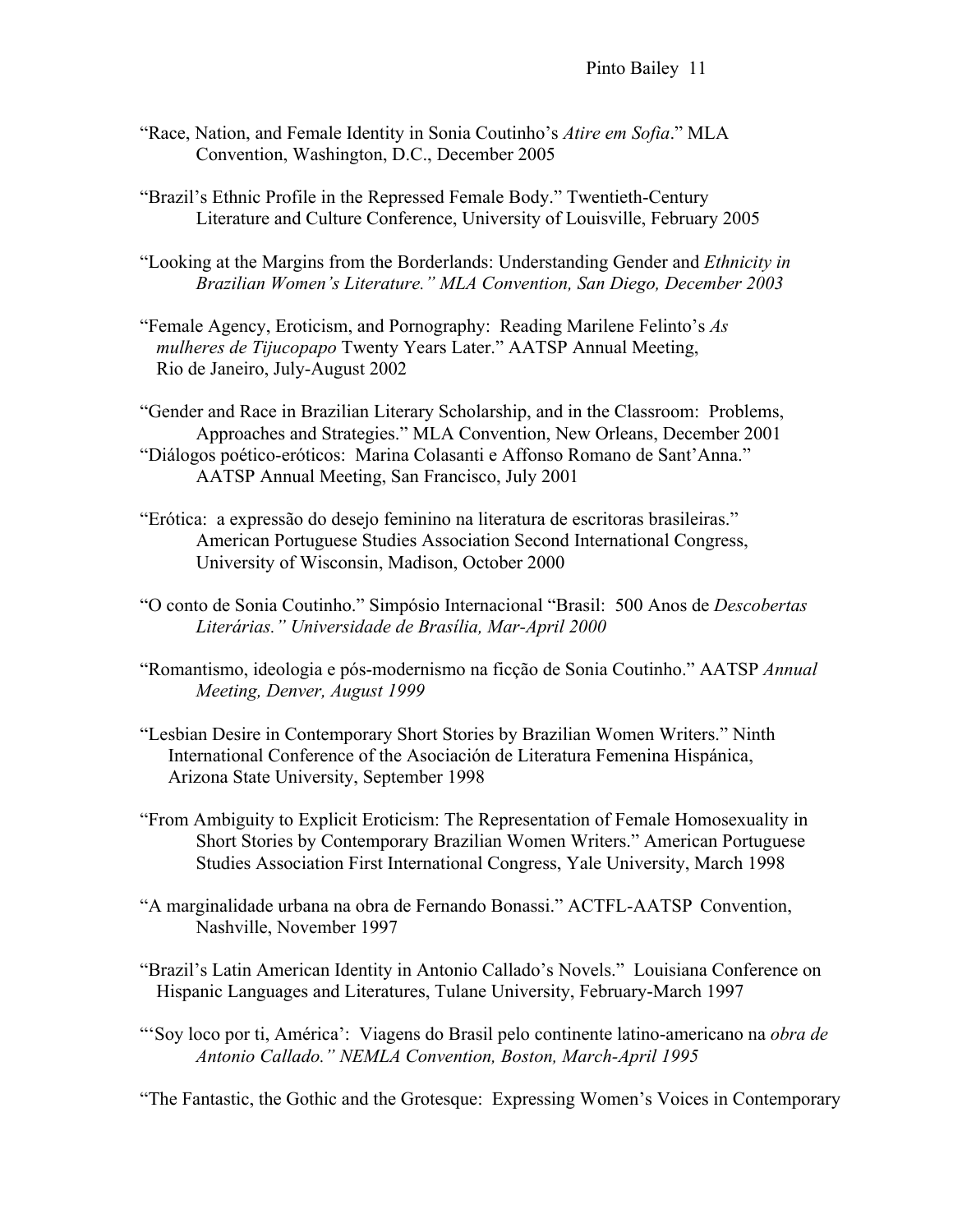“Race, Nation, and Female Identity in Sonia Coutinho’s *Atire em Sofia*.” MLA Convention, Washington, D.C., December 2005

“Brazil’s Ethnic Profile in the Repressed Female Body.” Twentieth-Century Literature and Culture Conference, University of Louisville, February 2005

“Looking at the Margins from the Borderlands: Understanding Gender and *Ethnicity in Brazilian Women’s Literature.” MLA Convention, San Diego, December 2003*

“Female Agency, Eroticism, and Pornography: Reading Marilene Felinto’s *As mulheres de Tijucopapo* Twenty Years Later.” AATSP Annual Meeting, Rio de Janeiro, July-August 2002

“Gender and Race in Brazilian Literary Scholarship, and in the Classroom: Problems, Approaches and Strategies.” MLA Convention, New Orleans, December 2001

“Diálogos poético-eróticos: Marina Colasanti e Affonso Romano de Sant’Anna.” AATSP Annual Meeting, San Francisco, July 2001

“Erótica: a expressão do desejo feminino na literatura de escritoras brasileiras.” American Portuguese Studies Association Second International Congress, University of Wisconsin, Madison, October 2000

“O conto de Sonia Coutinho.” Simpósio Internacional “Brasil: 500 Anos de *Descobertas Literárias.” Universidade de Brasília, Mar-April 2000*

“Romantismo, ideologia e pós-modernismo na ficção de Sonia Coutinho.” AATSP *Annual Meeting, Denver, August 1999*

“Lesbian Desire in Contemporary Short Stories by Brazilian Women Writers.” Ninth International Conference of the Asociación de Literatura Femenina Hispánica, Arizona State University, September 1998

“From Ambiguity to Explicit Eroticism: The Representation of Female Homosexuality in Short Stories by Contemporary Brazilian Women Writers.” American Portuguese Studies Association First International Congress, Yale University, March 1998

“A marginalidade urbana na obra de Fernando Bonassi.” ACTFL-AATSP Convention, Nashville, November 1997

“Brazil’s Latin American Identity in Antonio Callado’s Novels.” Louisiana Conference on Hispanic Languages and Literatures, Tulane University, February-March 1997

“‘Soy loco por ti, América’: Viagens do Brasil pelo continente latino-americano na *obra de Antonio Callado.” NEMLA Convention, Boston, March-April 1995*

“The Fantastic, the Gothic and the Grotesque: Expressing Women’s Voices in Contemporary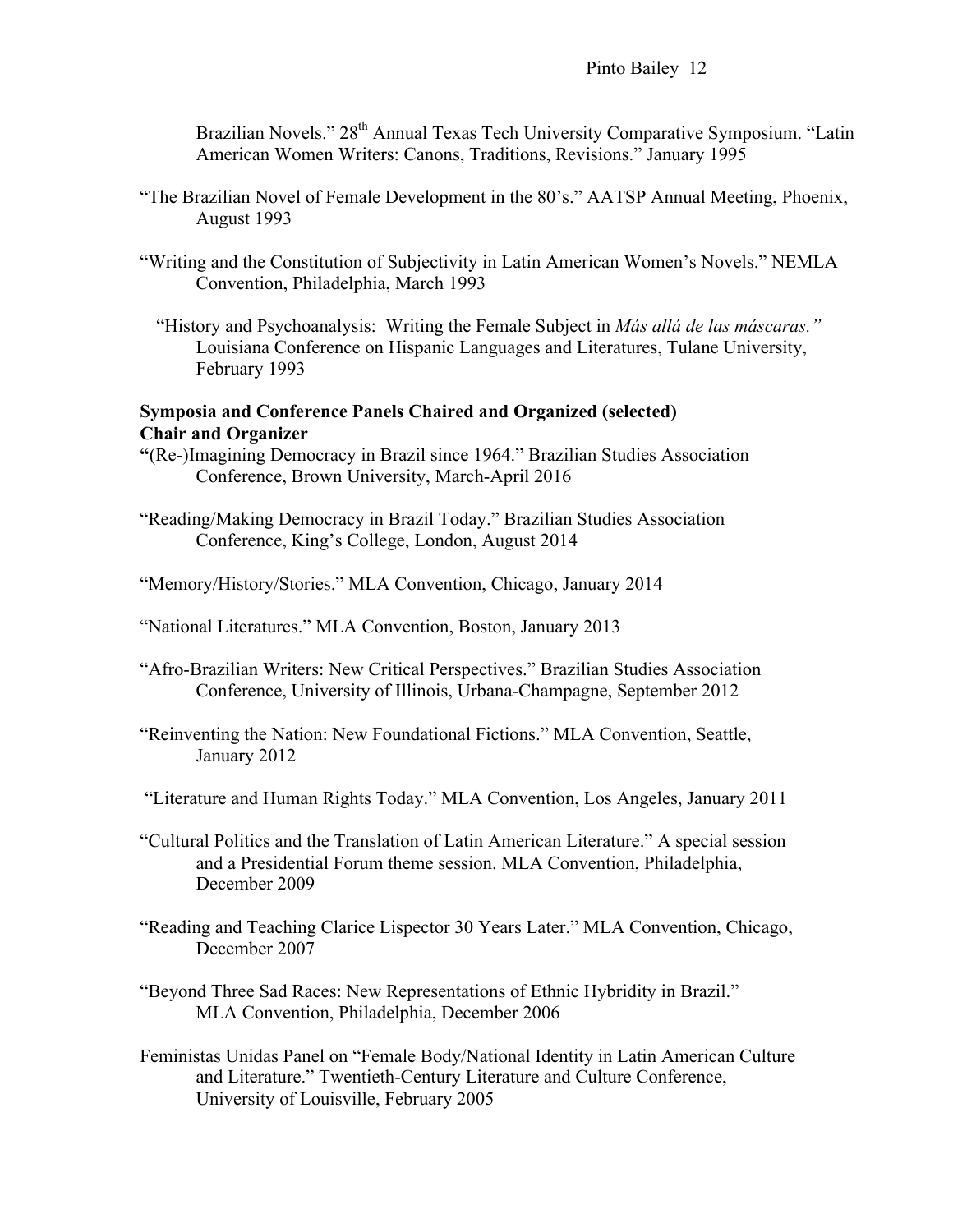Brazilian Novels." 28th Annual Texas Tech University Comparative Symposium. "Latin American Women Writers: Canons, Traditions, Revisions." January 1995

"The Brazilian Novel of Female Development in the 80's." AATSP Annual Meeting, Phoenix, August 1993

"Writing and the Constitution of Subjectivity in Latin American Women's Novels." NEMLA Convention, Philadelphia, March 1993

"History and Psychoanalysis: Writing the Female Subject in *Más allá de las máscaras."* Louisiana Conference on Hispanic Languages and Literatures, Tulane University, February 1993

**Symposia and Conference Panels Chaired and Organized (selected)**
**Chair and Organizer**

"(Re-)Imagining Democracy in Brazil since 1964." Brazilian Studies Association Conference, Brown University, March-April 2016

"Reading/Making Democracy in Brazil Today." Brazilian Studies Association Conference, King's College, London, August 2014

"Memory/History/Stories." MLA Convention, Chicago, January 2014

"National Literatures." MLA Convention, Boston, January 2013

"Afro-Brazilian Writers: New Critical Perspectives." Brazilian Studies Association Conference, University of Illinois, Urbana-Champagne, September 2012

"Reinventing the Nation: New Foundational Fictions." MLA Convention, Seattle, January 2012

"Literature and Human Rights Today." MLA Convention, Los Angeles, January 2011

"Cultural Politics and the Translation of Latin American Literature." A special session and a Presidential Forum theme session. MLA Convention, Philadelphia, December 2009

"Reading and Teaching Clarice Lispector 30 Years Later." MLA Convention, Chicago, December 2007

"Beyond Three Sad Races: New Representations of Ethnic Hybridity in Brazil." MLA Convention, Philadelphia, December 2006

Feministas Unidas Panel on "Female Body/National Identity in Latin American Culture and Literature." Twentieth-Century Literature and Culture Conference, University of Louisville, February 2005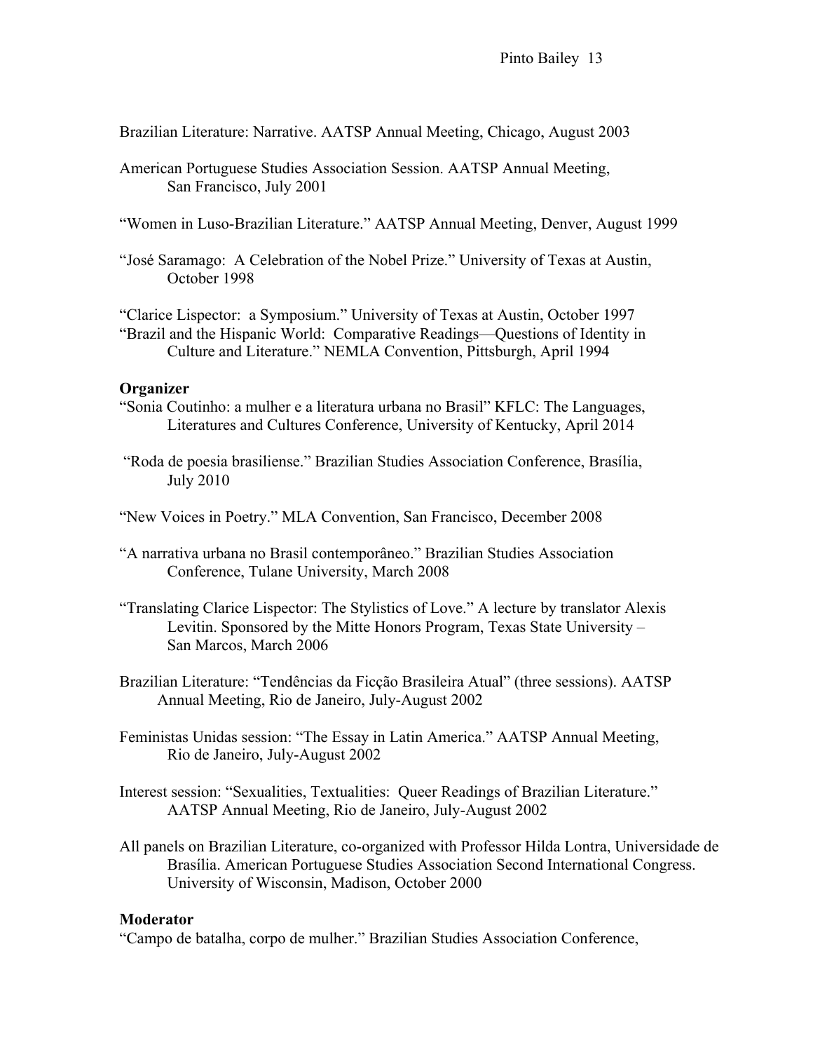Brazilian Literature: Narrative. AATSP Annual Meeting, Chicago, August 2003

American Portuguese Studies Association Session. AATSP Annual Meeting, San Francisco, July 2001

"Women in Luso-Brazilian Literature." AATSP Annual Meeting, Denver, August 1999

"José Saramago: A Celebration of the Nobel Prize." University of Texas at Austin, October 1998

"Clarice Lispector: a Symposium." University of Texas at Austin, October 1997

"Brazil and the Hispanic World: Comparative Readings—Questions of Identity in Culture and Literature." NEMLA Convention, Pittsburgh, April 1994

**Organizer**

"Sonia Coutinho: a mulher e a literatura urbana no Brasil" KFLC: The Languages, Literatures and Cultures Conference, University of Kentucky, April 2014

"Roda de poesia brasiliense." Brazilian Studies Association Conference, Brasília, July 2010

"New Voices in Poetry." MLA Convention, San Francisco, December 2008

"A narrativa urbana no Brasil contemporâneo." Brazilian Studies Association Conference, Tulane University, March 2008

"Translating Clarice Lispector: The Stylistics of Love." A lecture by translator Alexis Levitin. Sponsored by the Mitte Honors Program, Texas State University – San Marcos, March 2006

Brazilian Literature: "Tendências da Ficção Brasileira Atual" (three sessions). AATSP Annual Meeting, Rio de Janeiro, July-August 2002

Feministas Unidas session: "The Essay in Latin America." AATSP Annual Meeting, Rio de Janeiro, July-August 2002

Interest session: "Sexualities, Textualities: Queer Readings of Brazilian Literature." AATSP Annual Meeting, Rio de Janeiro, July-August 2002

All panels on Brazilian Literature, co-organized with Professor Hilda Lontra, Universidade de Brasília. American Portuguese Studies Association Second International Congress. University of Wisconsin, Madison, October 2000

**Moderator**

"Campo de batalha, corpo de mulher." Brazilian Studies Association Conference,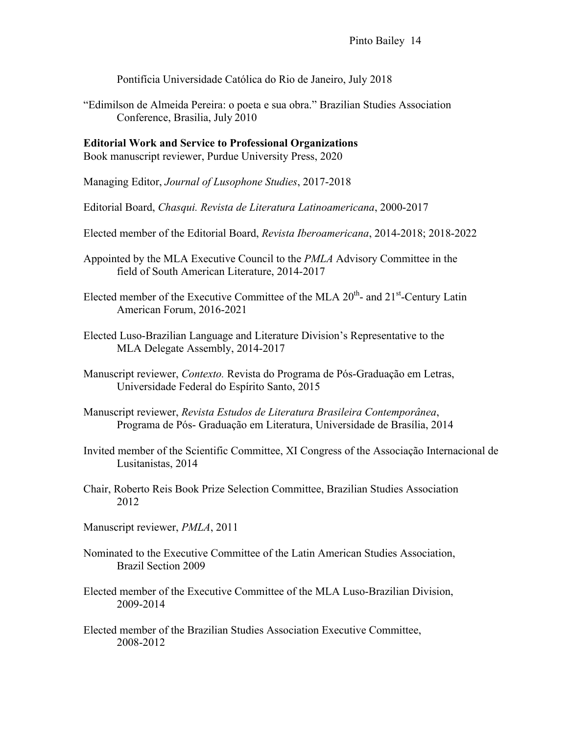Pontifícia Universidade Católica do Rio de Janeiro, July 2018

"Edimilson de Almeida Pereira: o poeta e sua obra." Brazilian Studies Association Conference, Brasilia, July 2010

**Editorial Work and Service to Professional Organizations**

Book manuscript reviewer, Purdue University Press, 2020

Managing Editor, *Journal of Lusophone Studies*, 2017-2018

Editorial Board, *Chasqui. Revista de Literatura Latinoamericana*, 2000-2017

Elected member of the Editorial Board, *Revista Iberoamericana*, 2014-2018; 2018-2022

Appointed by the MLA Executive Council to the *PMLA* Advisory Committee in the field of South American Literature, 2014-2017

Elected member of the Executive Committee of the MLA 20th- and 21st-Century Latin American Forum, 2016-2021

Elected Luso-Brazilian Language and Literature Division's Representative to the MLA Delegate Assembly, 2014-2017

Manuscript reviewer, *Contexto.* Revista do Programa de Pós-Graduação em Letras, Universidade Federal do Espírito Santo, 2015

Manuscript reviewer, *Revista Estudos de Literatura Brasileira Contemporânea*, Programa de Pós- Graduação em Literatura, Universidade de Brasília, 2014

Invited member of the Scientific Committee, XI Congress of the Associação Internacional de Lusitanistas, 2014

Chair, Roberto Reis Book Prize Selection Committee, Brazilian Studies Association 2012

Manuscript reviewer, *PMLA*, 2011

Nominated to the Executive Committee of the Latin American Studies Association, Brazil Section 2009

Elected member of the Executive Committee of the MLA Luso-Brazilian Division, 2009-2014

Elected member of the Brazilian Studies Association Executive Committee, 2008-2012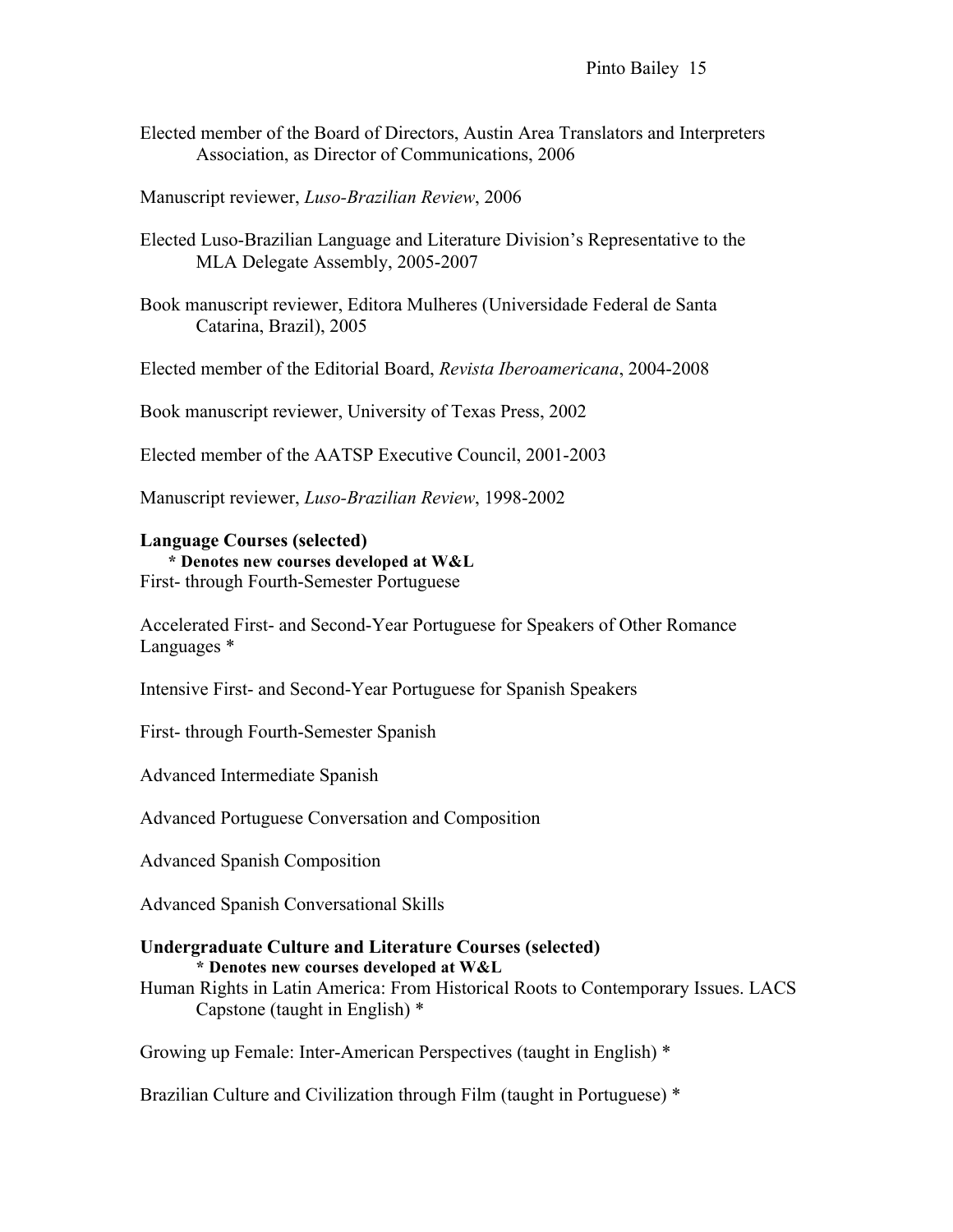Elected member of the Board of Directors, Austin Area Translators and Interpreters Association, as Director of Communications, 2006

Manuscript reviewer, *Luso-Brazilian Review*, 2006

Elected Luso-Brazilian Language and Literature Division's Representative to the MLA Delegate Assembly, 2005-2007

Book manuscript reviewer, Editora Mulheres (Universidade Federal de Santa Catarina, Brazil), 2005

Elected member of the Editorial Board, *Revista Iberoamericana*, 2004-2008

Book manuscript reviewer, University of Texas Press, 2002

Elected member of the AATSP Executive Council, 2001-2003

Manuscript reviewer, *Luso-Brazilian Review*, 1998-2002

**Language Courses (selected)**

**\* Denotes new courses developed at W&L**

First- through Fourth-Semester Portuguese

Accelerated First- and Second-Year Portuguese for Speakers of Other Romance Languages *

Intensive First- and Second-Year Portuguese for Spanish Speakers

First- through Fourth-Semester Spanish

Advanced Intermediate Spanish

Advanced Portuguese Conversation and Composition

Advanced Spanish Composition

Advanced Spanish Conversational Skills

**Undergraduate Culture and Literature Courses (selected)**

**\* Denotes new courses developed at W&L**

Human Rights in Latin America: From Historical Roots to Contemporary Issues. LACS Capstone (taught in English) *

Growing up Female: Inter-American Perspectives (taught in English) *

Brazilian Culture and Civilization through Film (taught in Portuguese) *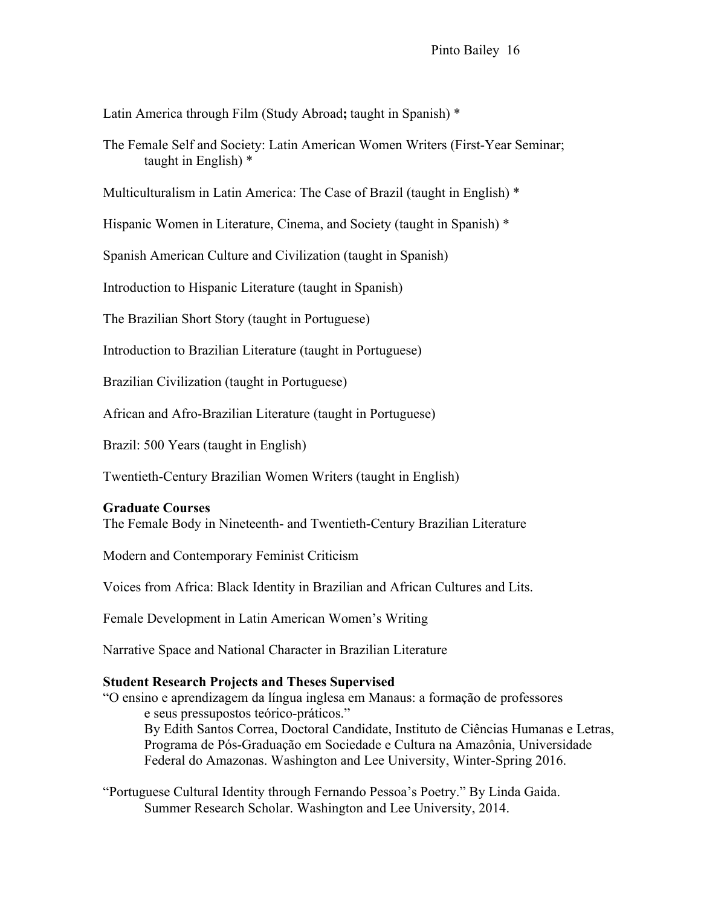Latin America through Film (Study Abroad**;** taught in Spanish) *

The Female Self and Society: Latin American Women Writers (First-Year Seminar; taught in English) *

Multiculturalism in Latin America: The Case of Brazil (taught in English) *

Hispanic Women in Literature, Cinema, and Society (taught in Spanish) *

Spanish American Culture and Civilization (taught in Spanish)

Introduction to Hispanic Literature (taught in Spanish)

The Brazilian Short Story (taught in Portuguese)

Introduction to Brazilian Literature (taught in Portuguese)

Brazilian Civilization (taught in Portuguese)

African and Afro-Brazilian Literature (taught in Portuguese)

Brazil: 500 Years (taught in English)

Twentieth-Century Brazilian Women Writers (taught in English)

**Graduate Courses**

The Female Body in Nineteenth- and Twentieth-Century Brazilian Literature

Modern and Contemporary Feminist Criticism

Voices from Africa: Black Identity in Brazilian and African Cultures and Lits.

Female Development in Latin American Women's Writing

Narrative Space and National Character in Brazilian Literature

**Student Research Projects and Theses Supervised**

"O ensino e aprendizagem da língua inglesa em Manaus: a formação de professores e seus pressupostos teórico-práticos."
By Edith Santos Correa, Doctoral Candidate, Instituto de Ciências Humanas e Letras, Programa de Pós-Graduação em Sociedade e Cultura na Amazônia, Universidade Federal do Amazonas. Washington and Lee University, Winter-Spring 2016.

"Portuguese Cultural Identity through Fernando Pessoa's Poetry." By Linda Gaida.
Summer Research Scholar. Washington and Lee University, 2014.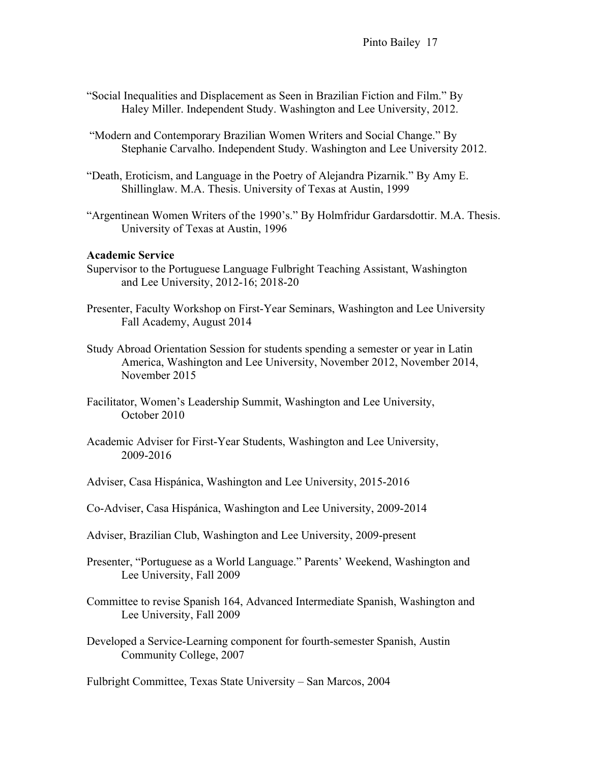"Social Inequalities and Displacement as Seen in Brazilian Fiction and Film." By Haley Miller. Independent Study. Washington and Lee University, 2012.

"Modern and Contemporary Brazilian Women Writers and Social Change." By Stephanie Carvalho. Independent Study. Washington and Lee University 2012.

"Death, Eroticism, and Language in the Poetry of Alejandra Pizarnik." By Amy E. Shillinglaw. M.A. Thesis. University of Texas at Austin, 1999

"Argentinean Women Writers of the 1990's." By Holmfridur Gardarsdottir. M.A. Thesis. University of Texas at Austin, 1996

**Academic Service**

Supervisor to the Portuguese Language Fulbright Teaching Assistant, Washington and Lee University, 2012-16; 2018-20

Presenter, Faculty Workshop on First-Year Seminars, Washington and Lee University Fall Academy, August 2014

Study Abroad Orientation Session for students spending a semester or year in Latin America, Washington and Lee University, November 2012, November 2014, November 2015

Facilitator, Women's Leadership Summit, Washington and Lee University, October 2010

Academic Adviser for First-Year Students, Washington and Lee University, 2009-2016

Adviser, Casa Hispánica, Washington and Lee University, 2015-2016

Co-Adviser, Casa Hispánica, Washington and Lee University, 2009-2014

Adviser, Brazilian Club, Washington and Lee University, 2009-present

Presenter, "Portuguese as a World Language." Parents' Weekend, Washington and Lee University, Fall 2009

Committee to revise Spanish 164, Advanced Intermediate Spanish, Washington and Lee University, Fall 2009

Developed a Service-Learning component for fourth-semester Spanish, Austin Community College, 2007

Fulbright Committee, Texas State University – San Marcos, 2004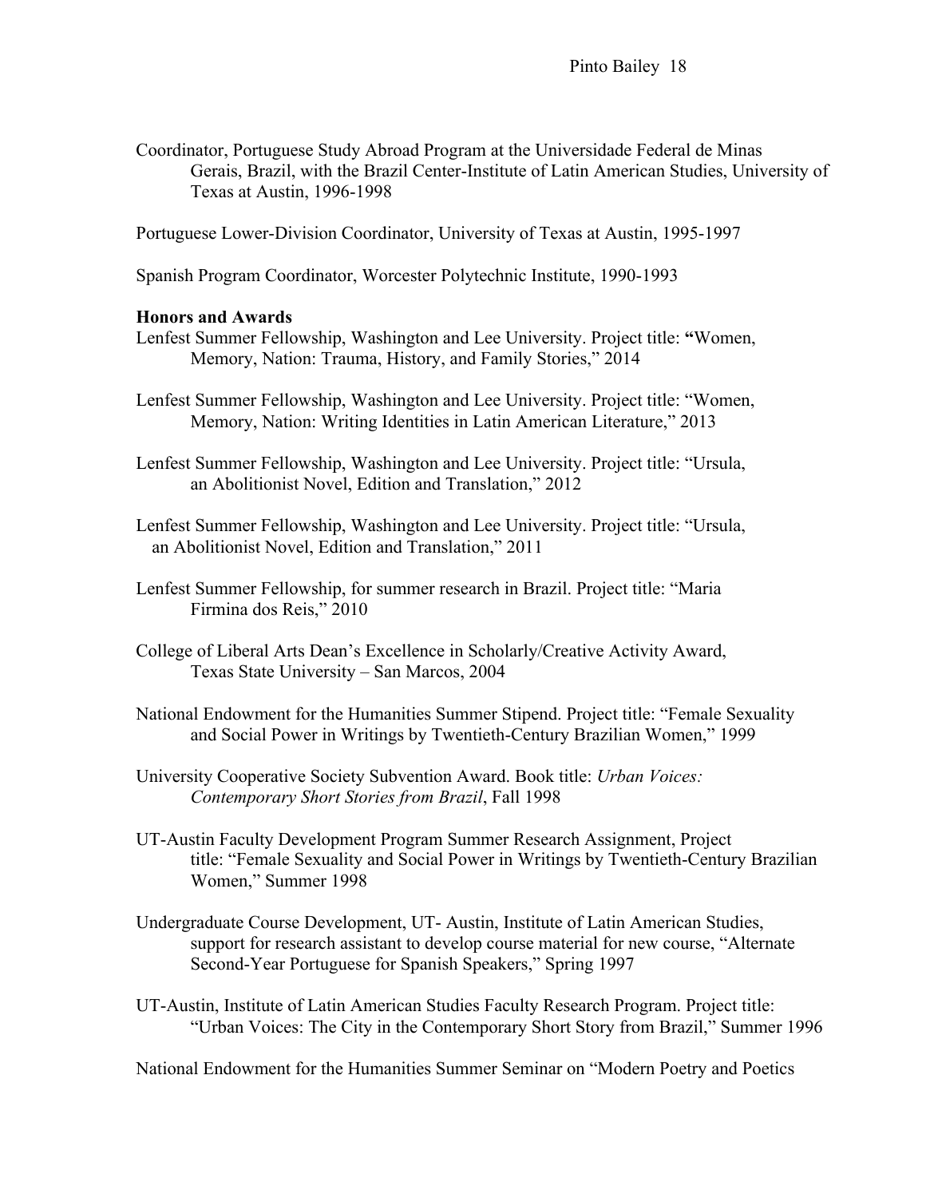Coordinator, Portuguese Study Abroad Program at the Universidade Federal de Minas Gerais, Brazil, with the Brazil Center-Institute of Latin American Studies, University of Texas at Austin, 1996-1998

Portuguese Lower-Division Coordinator, University of Texas at Austin, 1995-1997

Spanish Program Coordinator, Worcester Polytechnic Institute, 1990-1993

**Honors and Awards**

Lenfest Summer Fellowship, Washington and Lee University. Project title: "Women, Memory, Nation: Trauma, History, and Family Stories," 2014

Lenfest Summer Fellowship, Washington and Lee University. Project title: "Women, Memory, Nation: Writing Identities in Latin American Literature," 2013

Lenfest Summer Fellowship, Washington and Lee University. Project title: "Ursula, an Abolitionist Novel, Edition and Translation," 2012

Lenfest Summer Fellowship, Washington and Lee University. Project title: "Ursula, an Abolitionist Novel, Edition and Translation," 2011

Lenfest Summer Fellowship, for summer research in Brazil. Project title: "Maria Firmina dos Reis," 2010

College of Liberal Arts Dean's Excellence in Scholarly/Creative Activity Award, Texas State University – San Marcos, 2004

National Endowment for the Humanities Summer Stipend. Project title: "Female Sexuality and Social Power in Writings by Twentieth-Century Brazilian Women," 1999

University Cooperative Society Subvention Award. Book title: *Urban Voices: Contemporary Short Stories from Brazil*, Fall 1998

UT-Austin Faculty Development Program Summer Research Assignment, Project title: "Female Sexuality and Social Power in Writings by Twentieth-Century Brazilian Women," Summer 1998

Undergraduate Course Development, UT- Austin, Institute of Latin American Studies, support for research assistant to develop course material for new course, "Alternate Second-Year Portuguese for Spanish Speakers," Spring 1997

UT-Austin, Institute of Latin American Studies Faculty Research Program. Project title: "Urban Voices: The City in the Contemporary Short Story from Brazil," Summer 1996

National Endowment for the Humanities Summer Seminar on "Modern Poetry and Poetics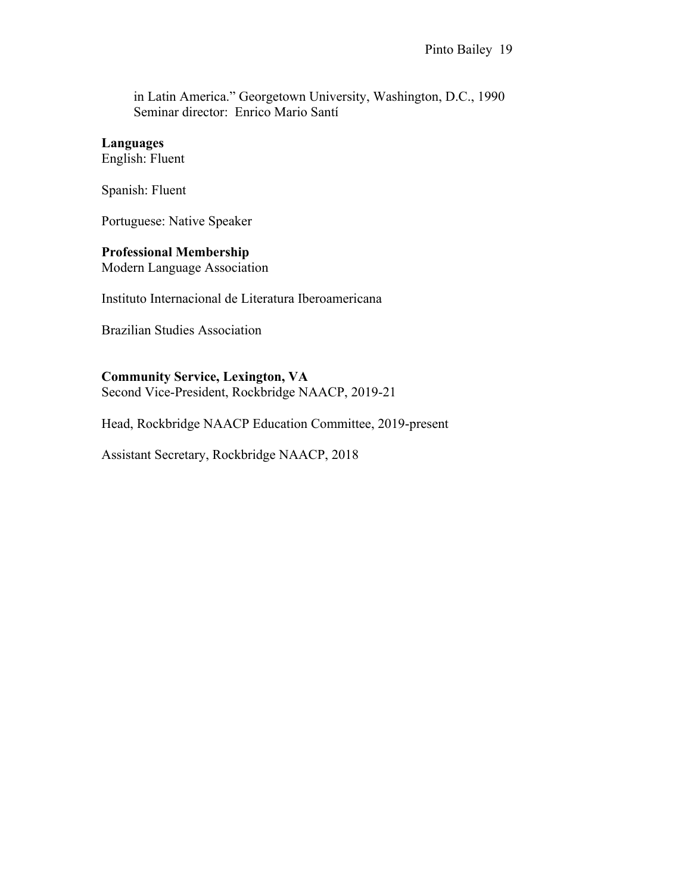in Latin America." Georgetown University, Washington, D.C., 1990
Seminar director: Enrico Mario Santí

**Languages**

English: Fluent

Spanish: Fluent

Portuguese: Native Speaker

**Professional Membership**

Modern Language Association

Instituto Internacional de Literatura Iberoamericana

Brazilian Studies Association

**Community Service, Lexington, VA**

Second Vice-President, Rockbridge NAACP, 2019-21

Head, Rockbridge NAACP Education Committee, 2019-present

Assistant Secretary, Rockbridge NAACP, 2018